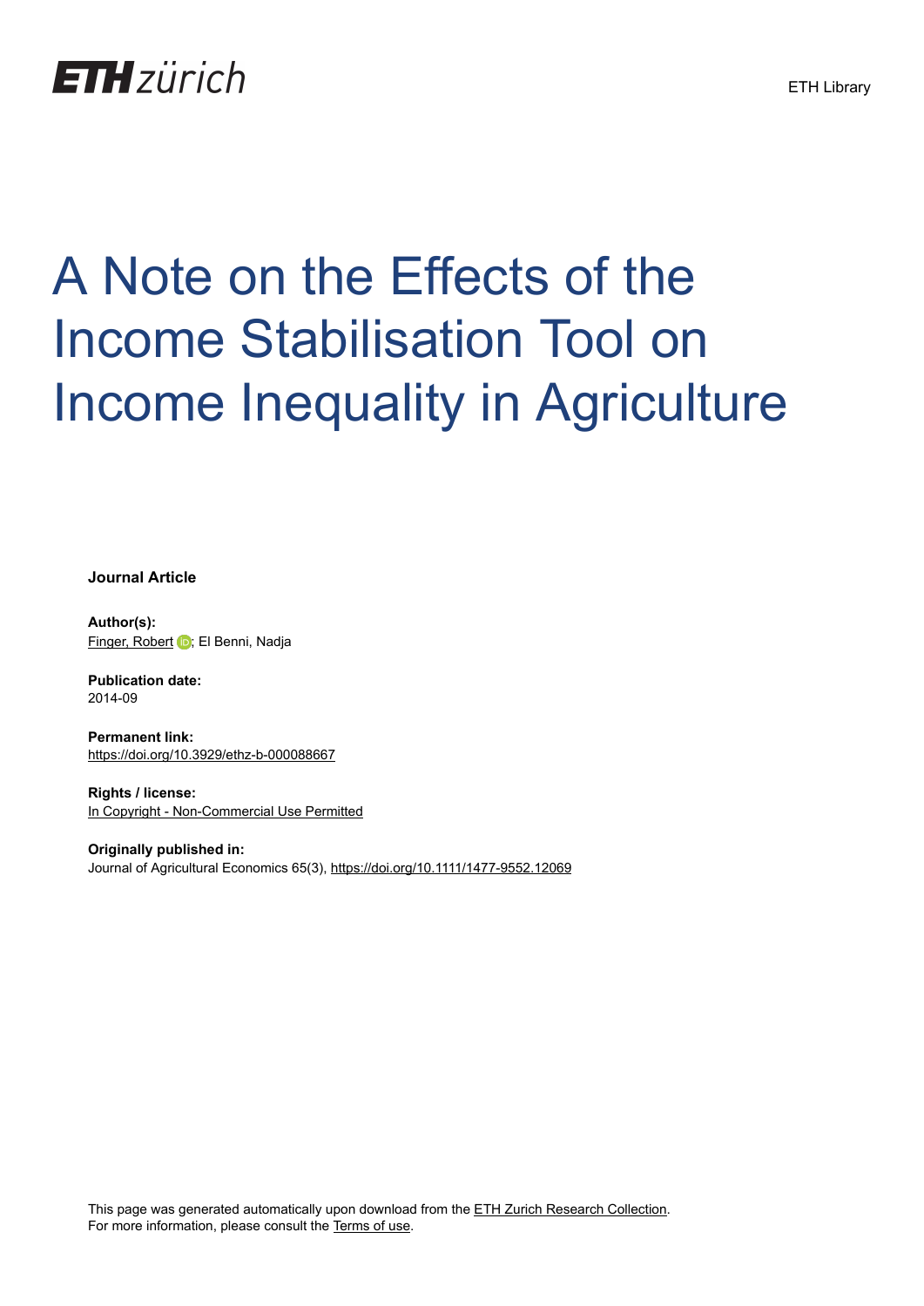# A Note on the Effects of the Income Stabilisation Tool on Income Inequality in Agriculture

**Journal Article**

**Author(s):**
Finger, Robert; El Benni, Nadja

**Publication date:**
2014-09

**Permanent link:**
https://doi.org/10.3929/ethz-b-000088667

**Rights / license:**
In Copyright - Non-Commercial Use Permitted

**Originally published in:**
Journal of Agricultural Economics 65(3), https://doi.org/10.1111/1477-9552.12069

This page was generated automatically upon download from the ETH Zurich Research Collection.
For more information, please consult the Terms of use.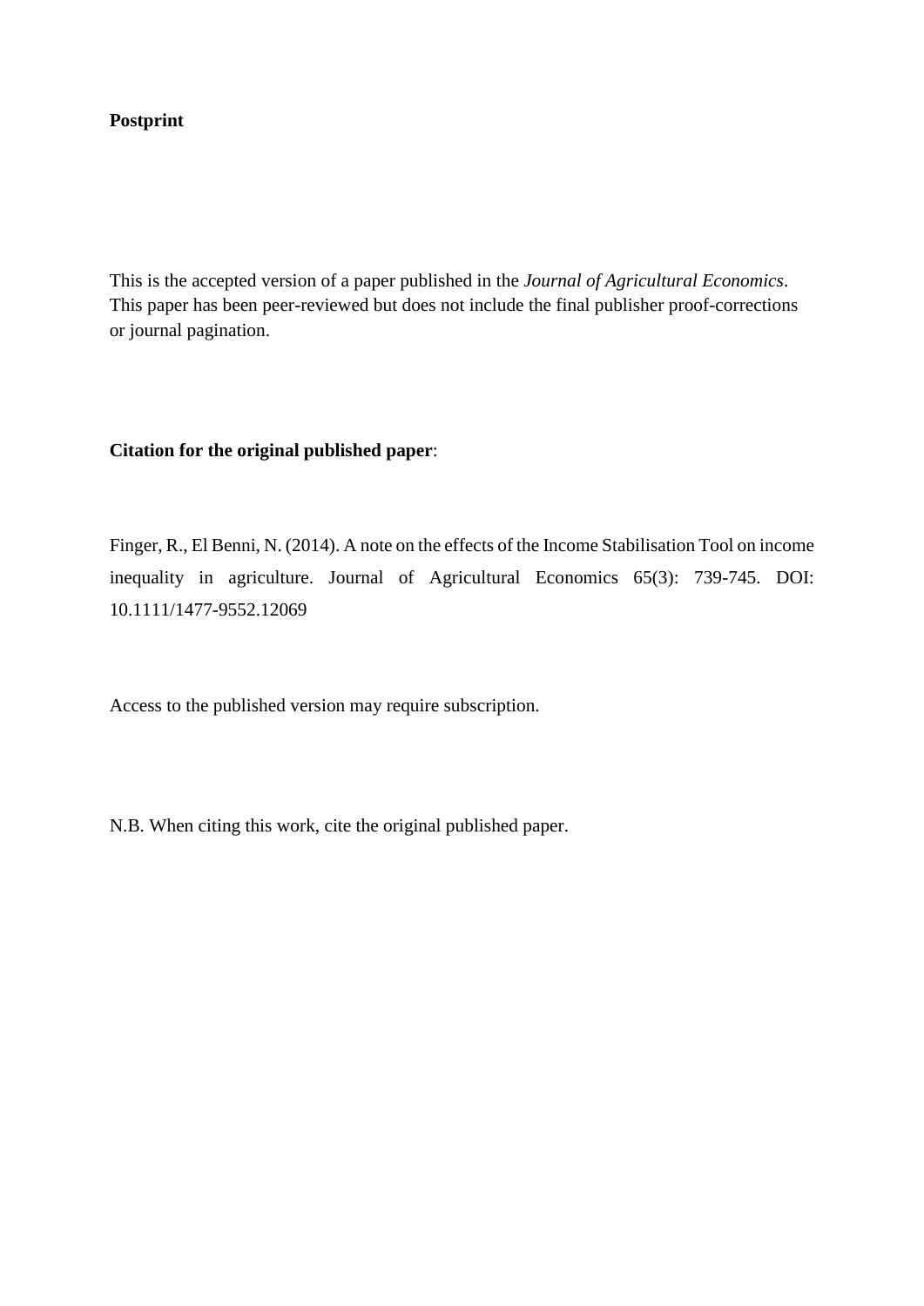**Postprint**

This is the accepted version of a paper published in the *Journal of Agricultural Economics*. This paper has been peer-reviewed but does not include the final publisher proof-corrections or journal pagination.

**Citation for the original published paper**:

Finger, R., El Benni, N. (2014). A note on the effects of the Income Stabilisation Tool on income inequality in agriculture. Journal of Agricultural Economics 65(3): 739-745. DOI: 10.1111/1477-9552.12069

Access to the published version may require subscription.

N.B. When citing this work, cite the original published paper.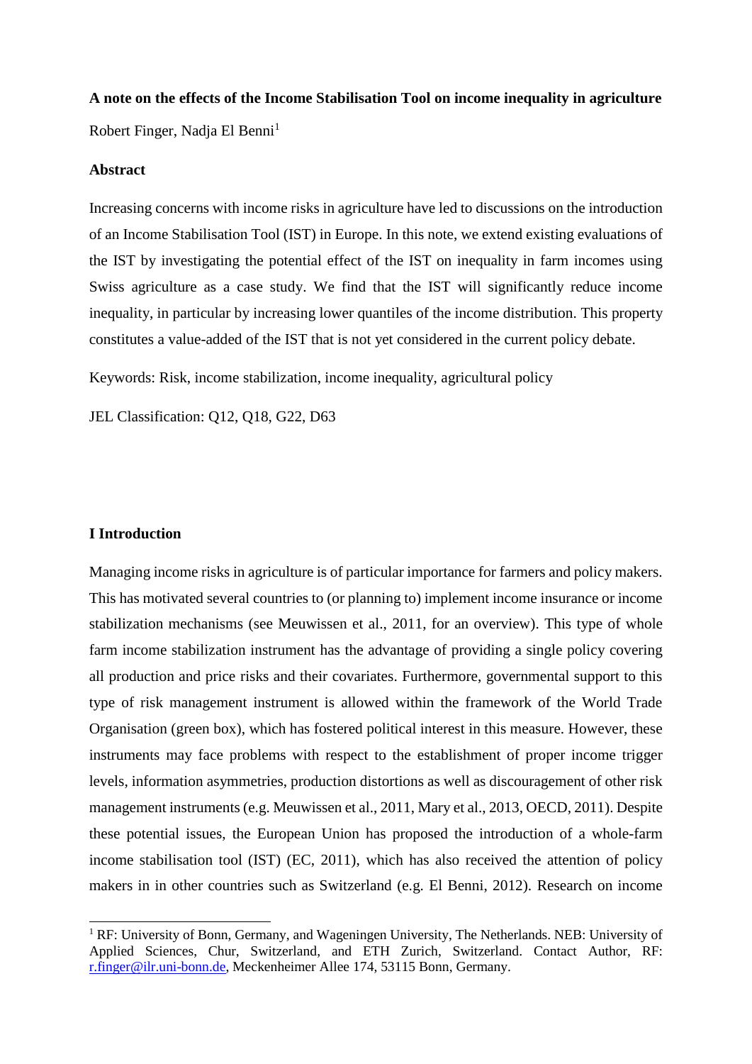**A note on the effects of the Income Stabilisation Tool on income inequality in agriculture**

Robert Finger, Nadja El Benni[1]

**Abstract**

Increasing concerns with income risks in agriculture have led to discussions on the introduction of an Income Stabilisation Tool (IST) in Europe. In this note, we extend existing evaluations of the IST by investigating the potential effect of the IST on inequality in farm incomes using Swiss agriculture as a case study. We find that the IST will significantly reduce income inequality, in particular by increasing lower quantiles of the income distribution. This property constitutes a value-added of the IST that is not yet considered in the current policy debate.

Keywords: Risk, income stabilization, income inequality, agricultural policy

JEL Classification: Q12, Q18, G22, D63

**I Introduction**

Managing income risks in agriculture is of particular importance for farmers and policy makers. This has motivated several countries to (or planning to) implement income insurance or income stabilization mechanisms (see Meuwissen et al., 2011, for an overview). This type of whole farm income stabilization instrument has the advantage of providing a single policy covering all production and price risks and their covariates. Furthermore, governmental support to this type of risk management instrument is allowed within the framework of the World Trade Organisation (green box), which has fostered political interest in this measure. However, these instruments may face problems with respect to the establishment of proper income trigger levels, information asymmetries, production distortions as well as discouragement of other risk management instruments (e.g. Meuwissen et al., 2011, Mary et al., 2013, OECD, 2011). Despite these potential issues, the European Union has proposed the introduction of a whole-farm income stabilisation tool (IST) (EC, 2011), which has also received the attention of policy makers in in other countries such as Switzerland (e.g. El Benni, 2012). Research on income

[1] RF: University of Bonn, Germany, and Wageningen University, The Netherlands. NEB: University of Applied Sciences, Chur, Switzerland, and ETH Zurich, Switzerland. Contact Author, RF: r.finger@ilr.uni-bonn.de, Meckenheimer Allee 174, 53115 Bonn, Germany.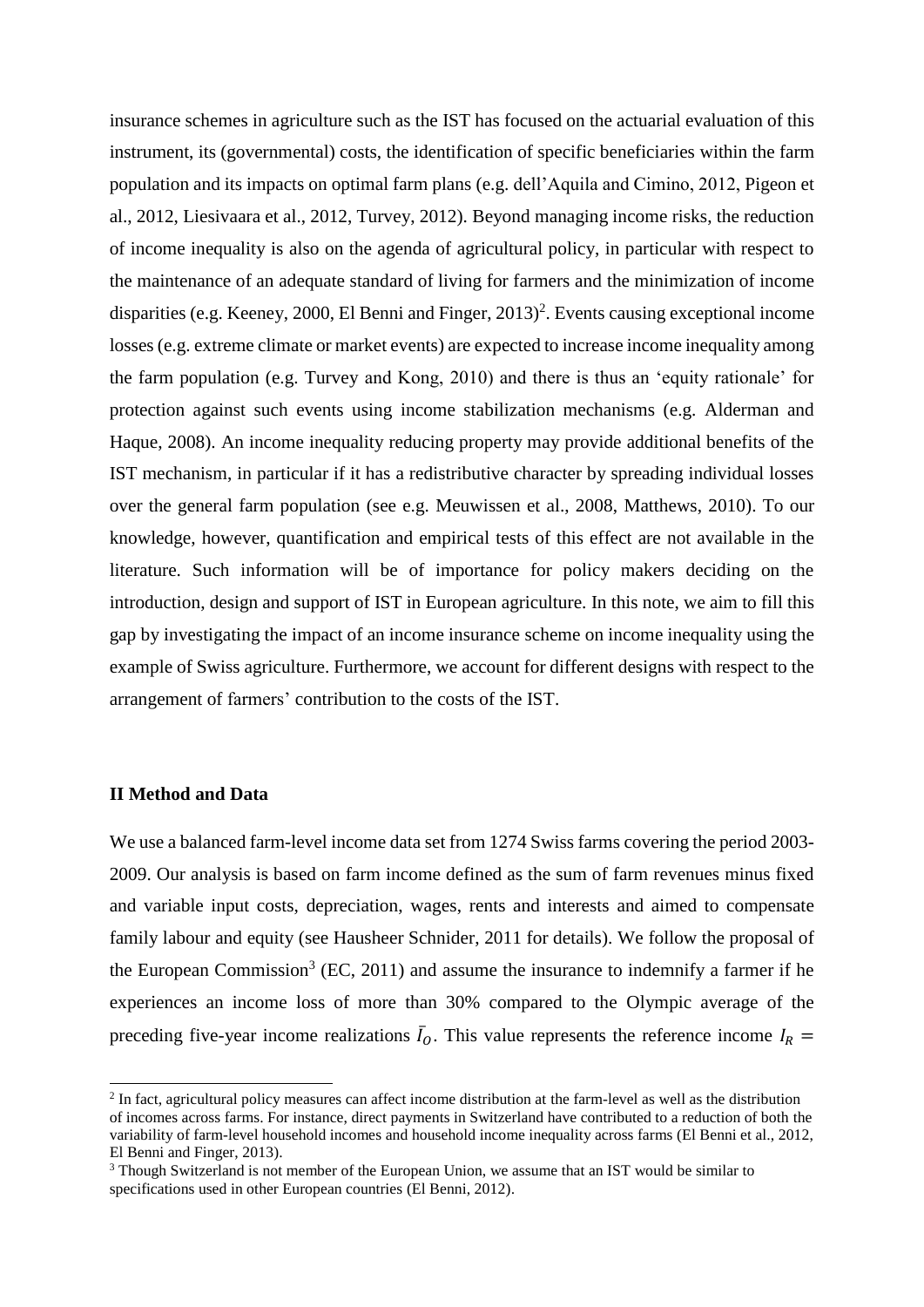insurance schemes in agriculture such as the IST has focused on the actuarial evaluation of this instrument, its (governmental) costs, the identification of specific beneficiaries within the farm population and its impacts on optimal farm plans (e.g. dell'Aquila and Cimino, 2012, Pigeon et al., 2012, Liesivaara et al., 2012, Turvey, 2012). Beyond managing income risks, the reduction of income inequality is also on the agenda of agricultural policy, in particular with respect to the maintenance of an adequate standard of living for farmers and the minimization of income disparities (e.g. Keeney, 2000, El Benni and Finger, 2013)[2]. Events causing exceptional income losses (e.g. extreme climate or market events) are expected to increase income inequality among the farm population (e.g. Turvey and Kong, 2010) and there is thus an 'equity rationale' for protection against such events using income stabilization mechanisms (e.g. Alderman and Haque, 2008). An income inequality reducing property may provide additional benefits of the IST mechanism, in particular if it has a redistributive character by spreading individual losses over the general farm population (see e.g. Meuwissen et al., 2008, Matthews, 2010). To our knowledge, however, quantification and empirical tests of this effect are not available in the literature. Such information will be of importance for policy makers deciding on the introduction, design and support of IST in European agriculture. In this note, we aim to fill this gap by investigating the impact of an income insurance scheme on income inequality using the example of Swiss agriculture. Furthermore, we account for different designs with respect to the arrangement of farmers' contribution to the costs of the IST.

## II Method and Data

We use a balanced farm-level income data set from 1274 Swiss farms covering the period 2003-2009. Our analysis is based on farm income defined as the sum of farm revenues minus fixed and variable input costs, depreciation, wages, rents and interests and aimed to compensate family labour and equity (see Hausheer Schnider, 2011 for details). We follow the proposal of the European Commission[3] (EC, 2011) and assume the insurance to indemnify a farmer if he experiences an income loss of more than 30% compared to the Olympic average of the preceding five-year income realizations $\bar{I}_O$. This value represents the reference income $I_R =$

[2] In fact, agricultural policy measures can affect income distribution at the farm-level as well as the distribution of incomes across farms. For instance, direct payments in Switzerland have contributed to a reduction of both the variability of farm-level household incomes and household income inequality across farms (El Benni et al., 2012, El Benni and Finger, 2013).

[3] Though Switzerland is not member of the European Union, we assume that an IST would be similar to specifications used in other European countries (El Benni, 2012).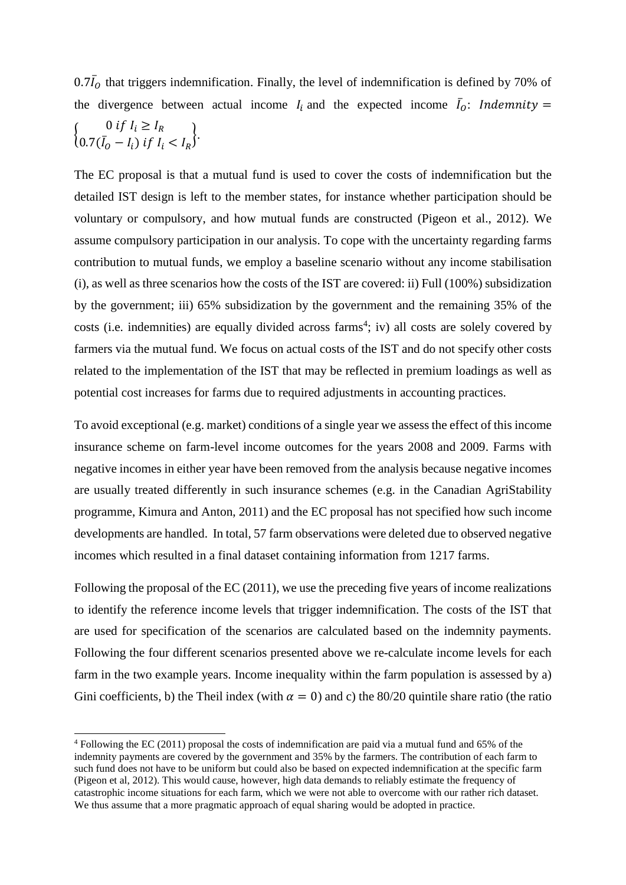$0.7\bar{I}_O$ that triggers indemnification. Finally, the level of indemnification is defined by 70% of the divergence between actual income $I_i$ and the expected income $\bar{I}_O$: $Indemnity = \begin{Bmatrix} 0 \; if \; I_i \geq I_R \\ 0.7(\bar{I}_O - I_i) \; if \; I_i < I_R \end{Bmatrix}$.

The EC proposal is that a mutual fund is used to cover the costs of indemnification but the detailed IST design is left to the member states, for instance whether participation should be voluntary or compulsory, and how mutual funds are constructed (Pigeon et al., 2012). We assume compulsory participation in our analysis. To cope with the uncertainty regarding farms contribution to mutual funds, we employ a baseline scenario without any income stabilisation (i), as well as three scenarios how the costs of the IST are covered: ii) Full (100%) subsidization by the government; iii) 65% subsidization by the government and the remaining 35% of the costs (i.e. indemnities) are equally divided across farms[4]; iv) all costs are solely covered by farmers via the mutual fund. We focus on actual costs of the IST and do not specify other costs related to the implementation of the IST that may be reflected in premium loadings as well as potential cost increases for farms due to required adjustments in accounting practices.

To avoid exceptional (e.g. market) conditions of a single year we assess the effect of this income insurance scheme on farm-level income outcomes for the years 2008 and 2009. Farms with negative incomes in either year have been removed from the analysis because negative incomes are usually treated differently in such insurance schemes (e.g. in the Canadian AgriStability programme, Kimura and Anton, 2011) and the EC proposal has not specified how such income developments are handled. In total, 57 farm observations were deleted due to observed negative incomes which resulted in a final dataset containing information from 1217 farms.

Following the proposal of the EC (2011), we use the preceding five years of income realizations to identify the reference income levels that trigger indemnification. The costs of the IST that are used for specification of the scenarios are calculated based on the indemnity payments. Following the four different scenarios presented above we re-calculate income levels for each farm in the two example years. Income inequality within the farm population is assessed by a) Gini coefficients, b) the Theil index (with $\alpha = 0$) and c) the 80/20 quintile share ratio (the ratio

[4] Following the EC (2011) proposal the costs of indemnification are paid via a mutual fund and 65% of the indemnity payments are covered by the government and 35% by the farmers. The contribution of each farm to such fund does not have to be uniform but could also be based on expected indemnification at the specific farm (Pigeon et al, 2012). This would cause, however, high data demands to reliably estimate the frequency of catastrophic income situations for each farm, which we were not able to overcome with our rather rich dataset. We thus assume that a more pragmatic approach of equal sharing would be adopted in practice.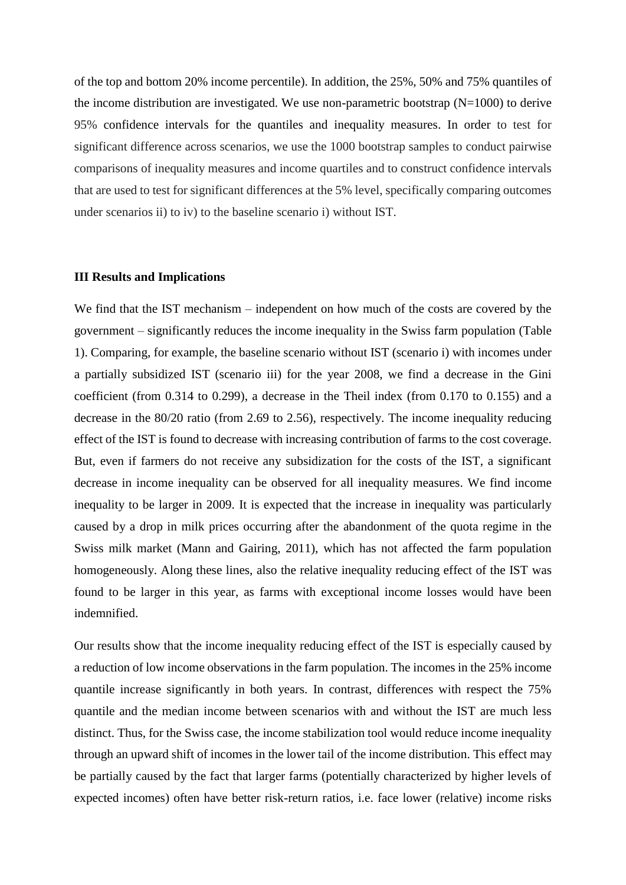of the top and bottom 20% income percentile). In addition, the 25%, 50% and 75% quantiles of the income distribution are investigated. We use non-parametric bootstrap (N=1000) to derive 95% confidence intervals for the quantiles and inequality measures. In order to test for significant difference across scenarios, we use the 1000 bootstrap samples to conduct pairwise comparisons of inequality measures and income quartiles and to construct confidence intervals that are used to test for significant differences at the 5% level, specifically comparing outcomes under scenarios ii) to iv) to the baseline scenario i) without IST.

## III Results and Implications

We find that the IST mechanism – independent on how much of the costs are covered by the government – significantly reduces the income inequality in the Swiss farm population (Table 1). Comparing, for example, the baseline scenario without IST (scenario i) with incomes under a partially subsidized IST (scenario iii) for the year 2008, we find a decrease in the Gini coefficient (from 0.314 to 0.299), a decrease in the Theil index (from 0.170 to 0.155) and a decrease in the 80/20 ratio (from 2.69 to 2.56), respectively. The income inequality reducing effect of the IST is found to decrease with increasing contribution of farms to the cost coverage. But, even if farmers do not receive any subsidization for the costs of the IST, a significant decrease in income inequality can be observed for all inequality measures. We find income inequality to be larger in 2009. It is expected that the increase in inequality was particularly caused by a drop in milk prices occurring after the abandonment of the quota regime in the Swiss milk market (Mann and Gairing, 2011), which has not affected the farm population homogeneously. Along these lines, also the relative inequality reducing effect of the IST was found to be larger in this year, as farms with exceptional income losses would have been indemnified.

Our results show that the income inequality reducing effect of the IST is especially caused by a reduction of low income observations in the farm population. The incomes in the 25% income quantile increase significantly in both years. In contrast, differences with respect the 75% quantile and the median income between scenarios with and without the IST are much less distinct. Thus, for the Swiss case, the income stabilization tool would reduce income inequality through an upward shift of incomes in the lower tail of the income distribution. This effect may be partially caused by the fact that larger farms (potentially characterized by higher levels of expected incomes) often have better risk-return ratios, i.e. face lower (relative) income risks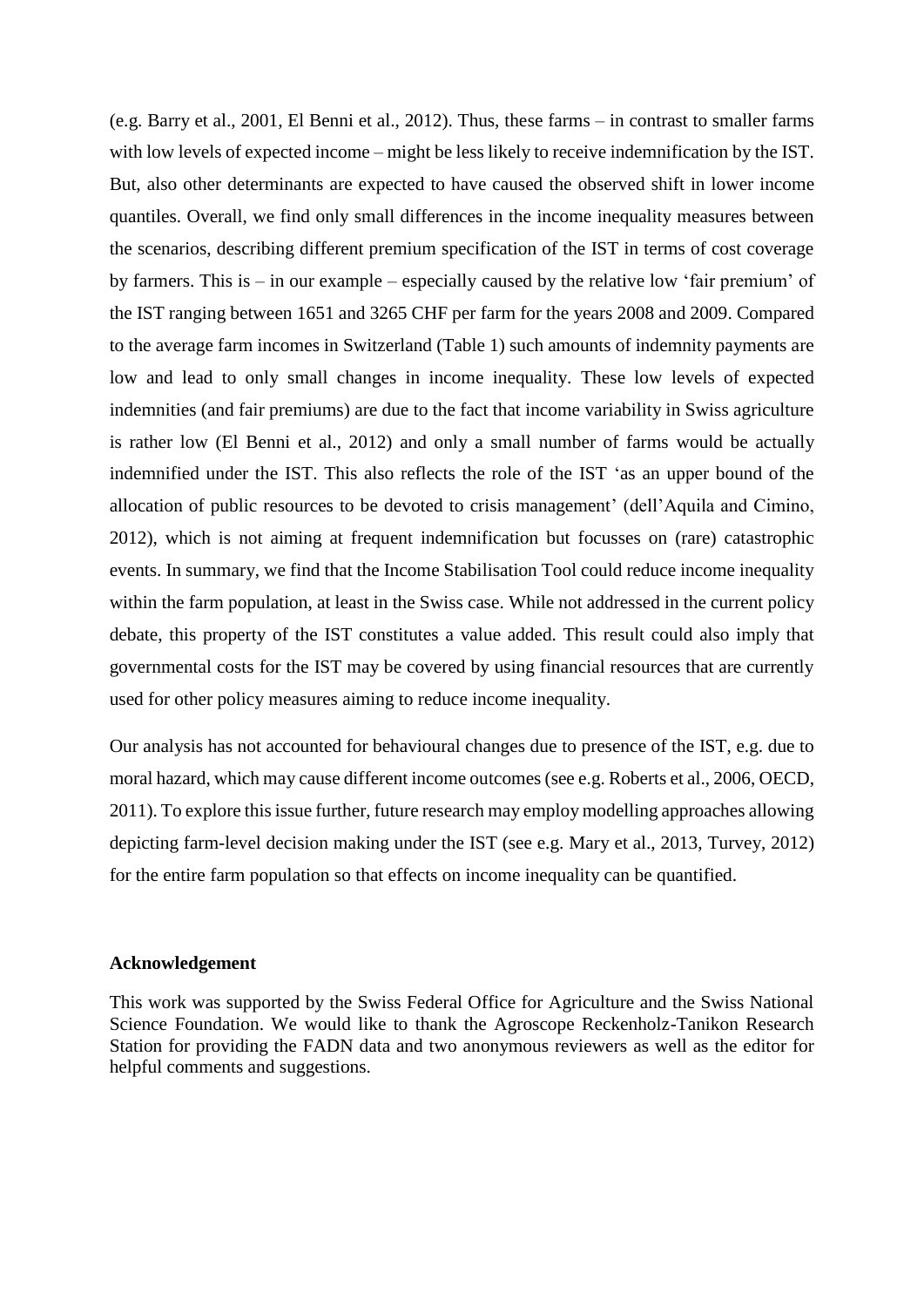(e.g. Barry et al., 2001, El Benni et al., 2012). Thus, these farms – in contrast to smaller farms with low levels of expected income – might be less likely to receive indemnification by the IST. But, also other determinants are expected to have caused the observed shift in lower income quantiles. Overall, we find only small differences in the income inequality measures between the scenarios, describing different premium specification of the IST in terms of cost coverage by farmers. This is – in our example – especially caused by the relative low 'fair premium' of the IST ranging between 1651 and 3265 CHF per farm for the years 2008 and 2009. Compared to the average farm incomes in Switzerland (Table 1) such amounts of indemnity payments are low and lead to only small changes in income inequality. These low levels of expected indemnities (and fair premiums) are due to the fact that income variability in Swiss agriculture is rather low (El Benni et al., 2012) and only a small number of farms would be actually indemnified under the IST. This also reflects the role of the IST 'as an upper bound of the allocation of public resources to be devoted to crisis management' (dell'Aquila and Cimino, 2012), which is not aiming at frequent indemnification but focusses on (rare) catastrophic events. In summary, we find that the Income Stabilisation Tool could reduce income inequality within the farm population, at least in the Swiss case. While not addressed in the current policy debate, this property of the IST constitutes a value added. This result could also imply that governmental costs for the IST may be covered by using financial resources that are currently used for other policy measures aiming to reduce income inequality.

Our analysis has not accounted for behavioural changes due to presence of the IST, e.g. due to moral hazard, which may cause different income outcomes (see e.g. Roberts et al., 2006, OECD, 2011). To explore this issue further, future research may employ modelling approaches allowing depicting farm-level decision making under the IST (see e.g. Mary et al., 2013, Turvey, 2012) for the entire farm population so that effects on income inequality can be quantified.

## Acknowledgement

This work was supported by the Swiss Federal Office for Agriculture and the Swiss National Science Foundation. We would like to thank the Agroscope Reckenholz-Tanikon Research Station for providing the FADN data and two anonymous reviewers as well as the editor for helpful comments and suggestions.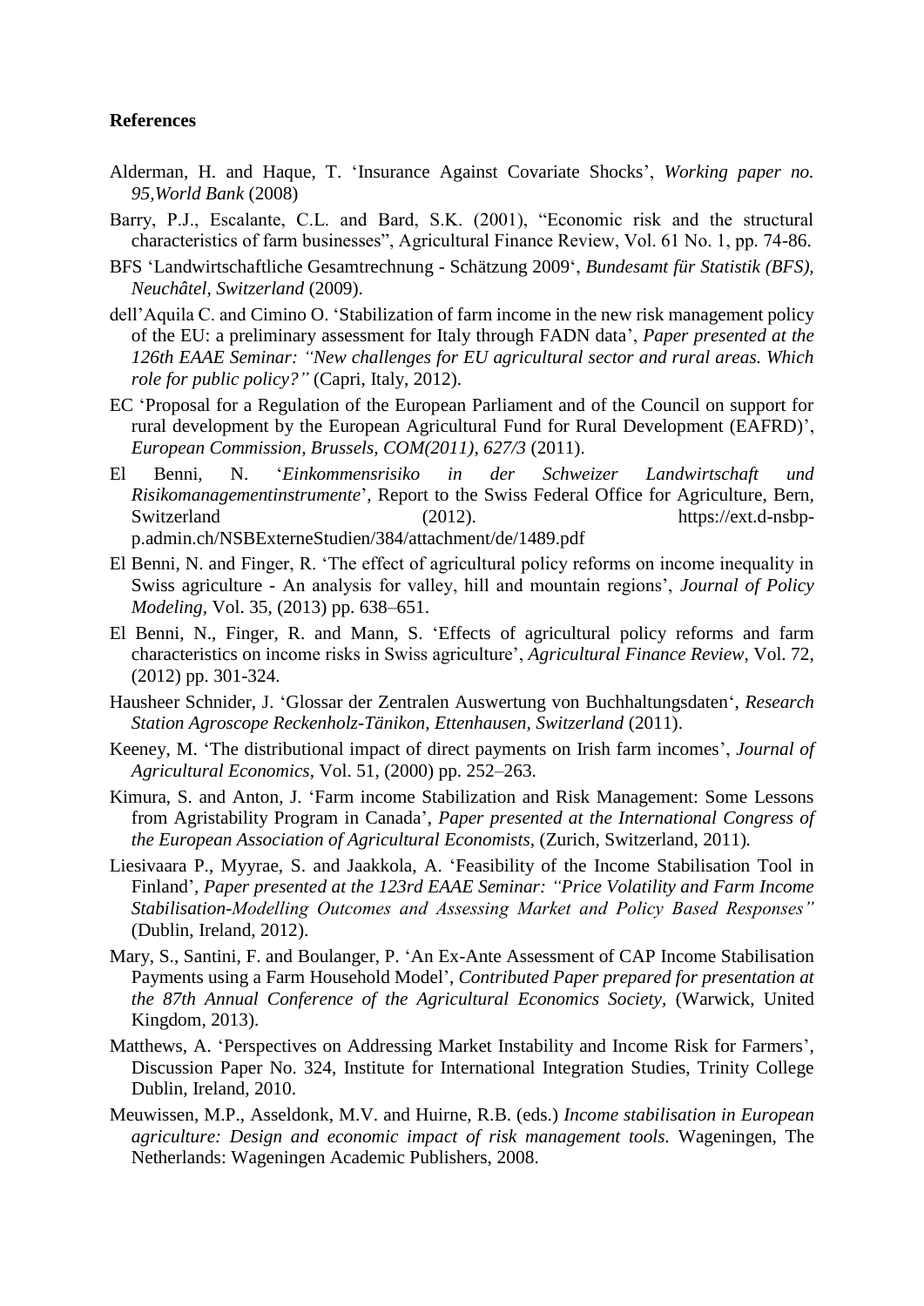**References**

Alderman, H. and Haque, T. 'Insurance Against Covariate Shocks', *Working paper no. 95,World Bank* (2008)

Barry, P.J., Escalante, C.L. and Bard, S.K. (2001), "Economic risk and the structural characteristics of farm businesses", Agricultural Finance Review, Vol. 61 No. 1, pp. 74-86.

BFS 'Landwirtschaftliche Gesamtrechnung - Schätzung 2009', *Bundesamt für Statistik (BFS), Neuchâtel, Switzerland* (2009).

dell'Aquila C. and Cimino O. 'Stabilization of farm income in the new risk management policy of the EU: a preliminary assessment for Italy through FADN data', *Paper presented at the 126th EAAE Seminar: "New challenges for EU agricultural sector and rural areas. Which role for public policy?"* (Capri, Italy, 2012).

EC 'Proposal for a Regulation of the European Parliament and of the Council on support for rural development by the European Agricultural Fund for Rural Development (EAFRD)', *European Commission, Brussels, COM(2011), 627/3* (2011).

El Benni, N. '*Einkommensrisiko in der Schweizer Landwirtschaft und Risikomanagementinstrumente*', Report to the Swiss Federal Office for Agriculture, Bern, Switzerland (2012). https://ext.d-nsbp-p.admin.ch/NSBExterneStudien/384/attachment/de/1489.pdf

El Benni, N. and Finger, R. 'The effect of agricultural policy reforms on income inequality in Swiss agriculture - An analysis for valley, hill and mountain regions', *Journal of Policy Modeling,* Vol. 35, (2013) pp. 638–651.

El Benni, N., Finger, R. and Mann, S. 'Effects of agricultural policy reforms and farm characteristics on income risks in Swiss agriculture', *Agricultural Finance Review,* Vol. 72, (2012) pp. 301-324.

Hausheer Schnider, J. 'Glossar der Zentralen Auswertung von Buchhaltungsdaten', *Research Station Agroscope Reckenholz-Tänikon, Ettenhausen, Switzerland* (2011).

Keeney, M. 'The distributional impact of direct payments on Irish farm incomes', *Journal of Agricultural Economics*, Vol. 51, (2000) pp. 252–263.

Kimura, S. and Anton, J. 'Farm income Stabilization and Risk Management: Some Lessons from Agristability Program in Canada', *Paper presented at the International Congress of the European Association of Agricultural Economists,* (Zurich, Switzerland, 2011)*.*

Liesivaara P., Myyrae, S. and Jaakkola, A. 'Feasibility of the Income Stabilisation Tool in Finland', *Paper presented at the 123rd EAAE Seminar: "Price Volatility and Farm Income Stabilisation-Modelling Outcomes and Assessing Market and Policy Based Responses"* (Dublin, Ireland, 2012).

Mary, S., Santini, F. and Boulanger, P. 'An Ex-Ante Assessment of CAP Income Stabilisation Payments using a Farm Household Model', *Contributed Paper prepared for presentation at the 87th Annual Conference of the Agricultural Economics Society,* (Warwick, United Kingdom, 2013).

Matthews, A. 'Perspectives on Addressing Market Instability and Income Risk for Farmers', Discussion Paper No. 324, Institute for International Integration Studies, Trinity College Dublin, Ireland, 2010.

Meuwissen, M.P., Asseldonk, M.V. and Huirne, R.B. (eds.) *Income stabilisation in European agriculture: Design and economic impact of risk management tools.* Wageningen, The Netherlands: Wageningen Academic Publishers, 2008.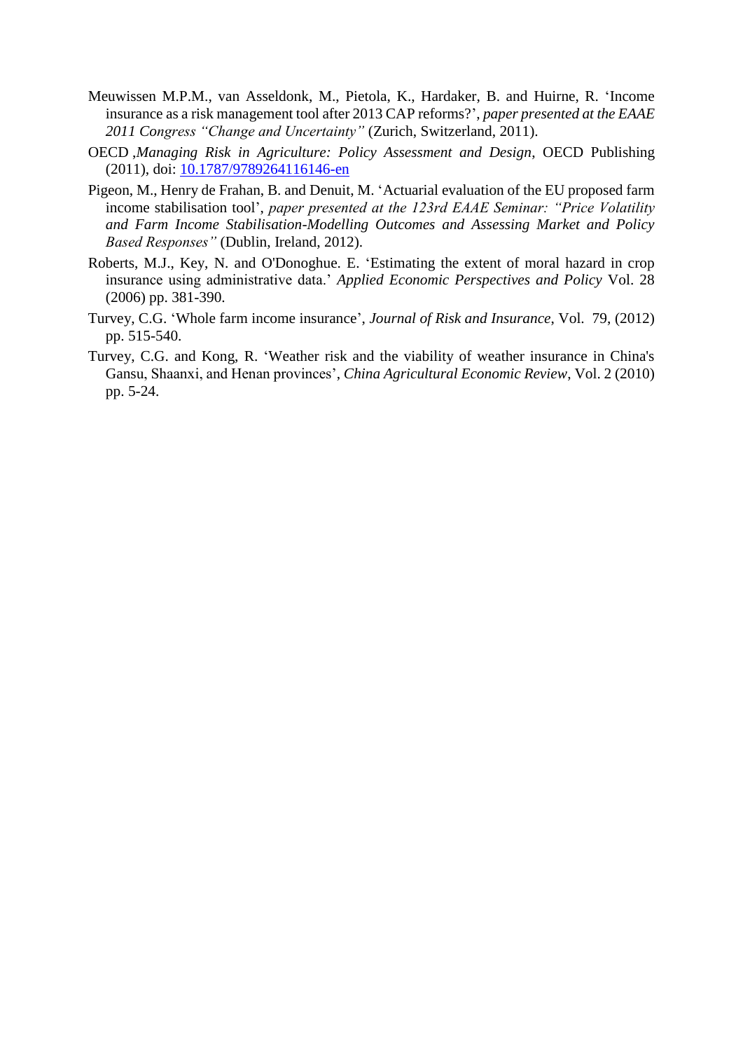Meuwissen M.P.M., van Asseldonk, M., Pietola, K., Hardaker, B. and Huirne, R. 'Income insurance as a risk management tool after 2013 CAP reforms?', *paper presented at the EAAE 2011 Congress "Change and Uncertainty"* (Zurich, Switzerland, 2011).

OECD ,*Managing Risk in Agriculture: Policy Assessment and Design*, OECD Publishing (2011), doi: [10.1787/9789264116146-en](10.1787/9789264116146-en)

Pigeon, M., Henry de Frahan, B. and Denuit, M. 'Actuarial evaluation of the EU proposed farm income stabilisation tool', *paper presented at the 123rd EAAE Seminar: "Price Volatility and Farm Income Stabilisation-Modelling Outcomes and Assessing Market and Policy Based Responses"* (Dublin, Ireland, 2012).

Roberts, M.J., Key, N. and O'Donoghue. E. 'Estimating the extent of moral hazard in crop insurance using administrative data.' *Applied Economic Perspectives and Policy* Vol. 28 (2006) pp. 381-390.

Turvey, C.G. 'Whole farm income insurance', *Journal of Risk and Insurance*, Vol. 79, (2012) pp. 515-540.

Turvey, C.G. and Kong, R. 'Weather risk and the viability of weather insurance in China's Gansu, Shaanxi, and Henan provinces', *China Agricultural Economic Review*, Vol. 2 (2010) pp. 5-24.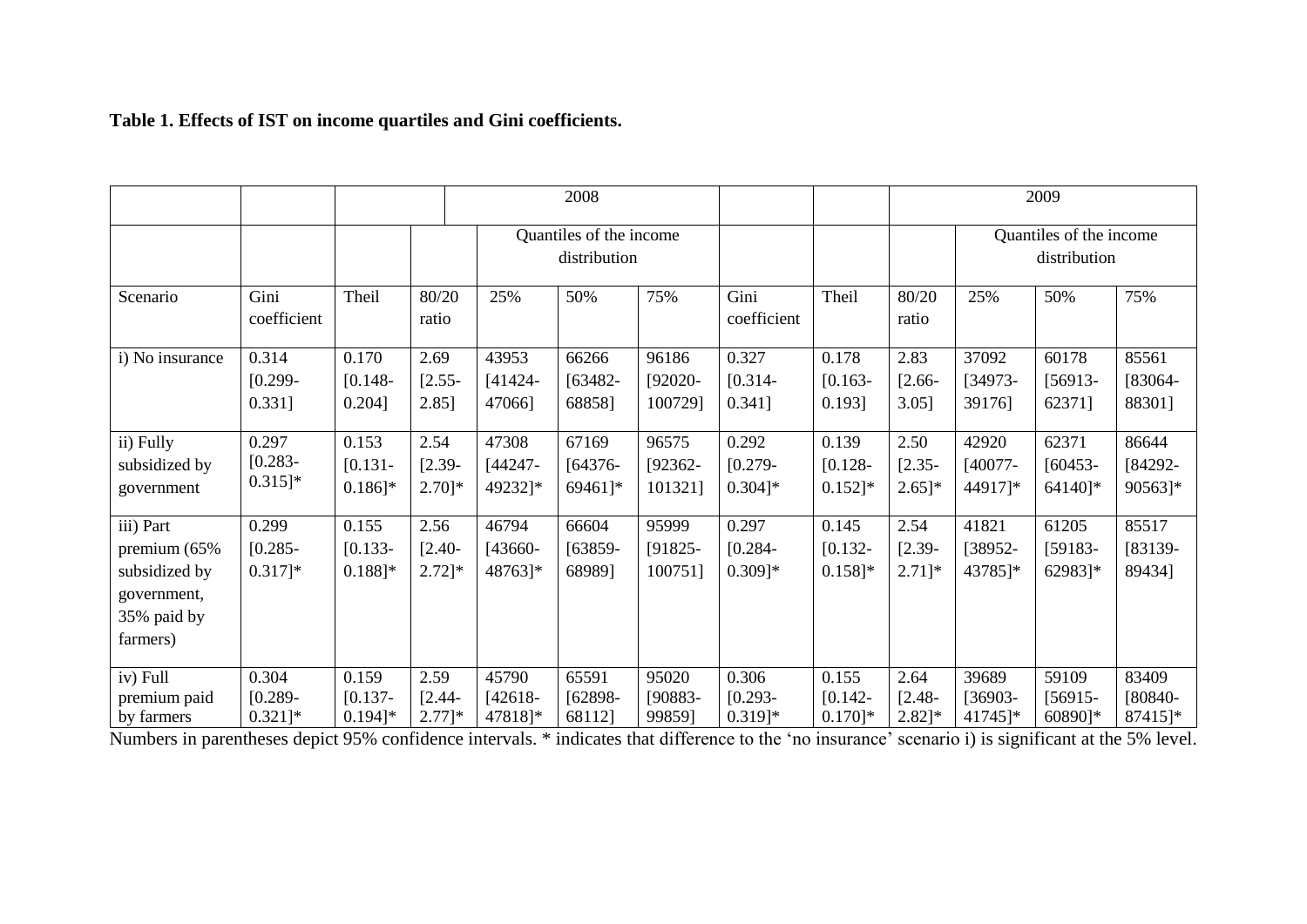**Table 1. Effects of IST on income quartiles and Gini coefficients.**

| | 2008 | | | | | | 2009 | | | | | |
|---|---|---|---|---|---|---|---|---|---|---|---|---|
| | | | | Quantiles of the income distribution | | | | | | Quantiles of the income distribution | | |
| Scenario | Gini coefficient | Theil | 80/20 ratio | 25% | 50% | 75% | Gini coefficient | Theil | 80/20 ratio | 25% | 50% | 75% |
| i) No insurance | 0.314 [0.299-0.331] | 0.170 [0.148-0.204] | 2.69 [2.55-2.85] | 43953 [41424-47066] | 66266 [63482-68858] | 96186 [92020-100729] | 0.327 [0.314-0.341] | 0.178 [0.163-0.193] | 2.83 [2.66-3.05] | 37092 [34973-39176] | 60178 [56913-62371] | 85561 [83064-88301] |
| ii) Fully subsidized by government | 0.297 [0.283-0.315]* | 0.153 [0.131-0.186]* | 2.54 [2.39-2.70]* | 47308 [44247-49232]* | 67169 [64376-69461]* | 96575 [92362-101321] | 0.292 [0.279-0.304]* | 0.139 [0.128-0.152]* | 2.50 [2.35-2.65]* | 42920 [40077-44917]* | 62371 [60453-64140]* | 86644 [84292-90563]* |
| iii) Part premium (65% subsidized by government, 35% paid by farmers) | 0.299 [0.285-0.317]* | 0.155 [0.133-0.188]* | 2.56 [2.40-2.72]* | 46794 [43660-48763]* | 66604 [63859-68989] | 95999 [91825-100751] | 0.297 [0.284-0.309]* | 0.145 [0.132-0.158]* | 2.54 [2.39-2.71]* | 41821 [38952-43785]* | 61205 [59183-62983]* | 85517 [83139-89434] |
| iv) Full premium paid by farmers | 0.304 [0.289-0.321]* | 0.159 [0.137-0.194]* | 2.59 [2.44-2.77]* | 45790 [42618-47818]* | 65591 [62898-68112] | 95020 [90883-99859] | 0.306 [0.293-0.319]* | 0.155 [0.142-0.170]* | 2.64 [2.48-2.82]* | 39689 [36903-41745]* | 59109 [56915-60890]* | 83409 [80840-87415]* |

Numbers in parentheses depict 95% confidence intervals. * indicates that difference to the 'no insurance' scenario i) is significant at the 5% level.